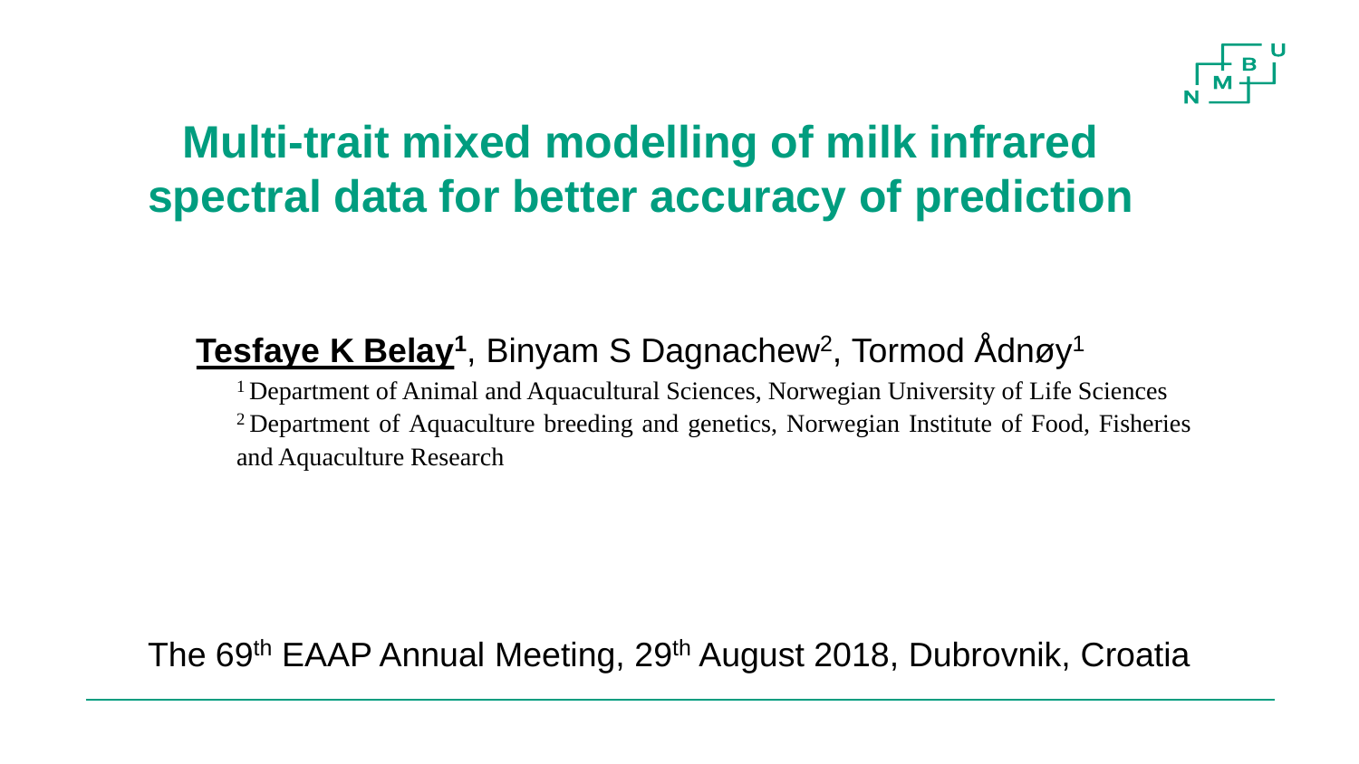# Multi-trait mixed modelling of milk infrared spectral data for better accuracy of prediction

**Tesfaye K Belay[1]**, Binyam S Dagnachew[2], Tormod Ådnøy[1]

[1] Department of Animal and Aquacultural Sciences, Norwegian University of Life Sciences

[2] Department of Aquaculture breeding and genetics, Norwegian Institute of Food, Fisheries and Aquaculture Research

The 69th EAAP Annual Meeting, 29th August 2018, Dubrovnik, Croatia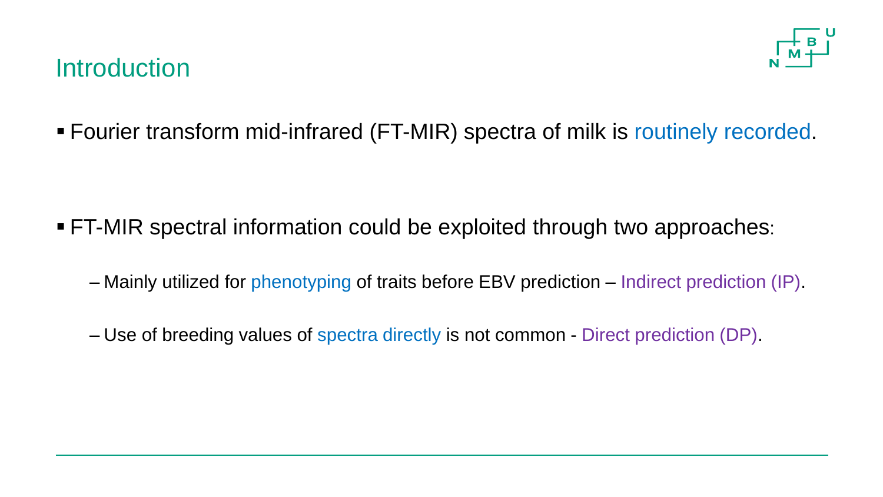# Introduction

- Fourier transform mid-infrared (FT-MIR) spectra of milk is routinely recorded.

- FT-MIR spectral information could be exploited through two approaches:
  - Mainly utilized for phenotyping of traits before EBV prediction – Indirect prediction (IP).
  - Use of breeding values of spectra directly is not common - Direct prediction (DP).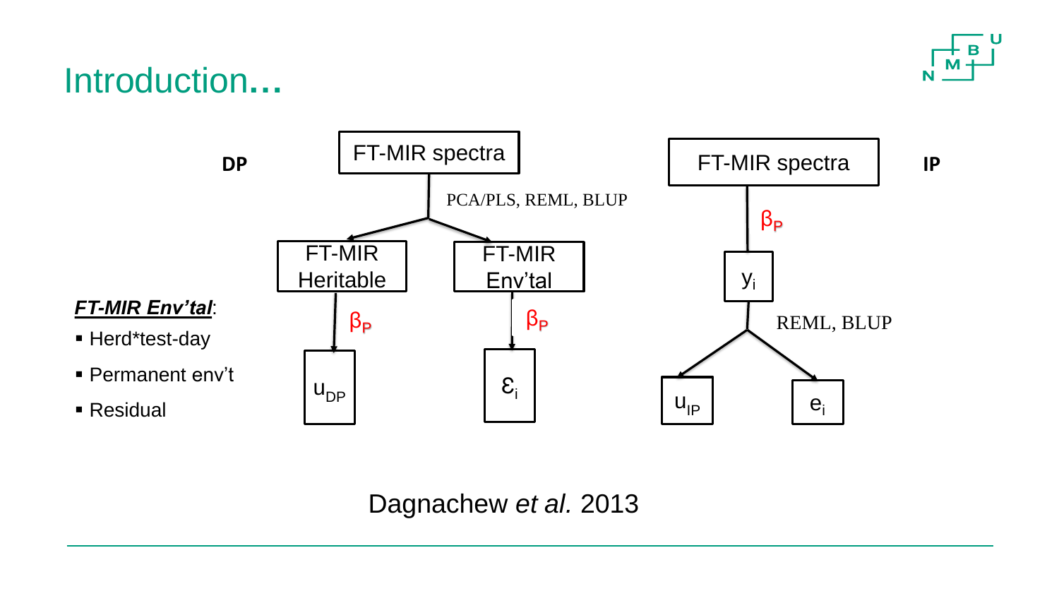# Introduction…

**DP**

FT-MIR spectra

PCA/PLS, REML, BLUP

FT-MIR Heritable — $\beta_P$ → $u_{DP}$

FT-MIR Env'tal — $\beta_P$ → $\varepsilon_i$

***FT-MIR Env'tal***:

- Herd*test-day
- Permanent env't
- Residual

**IP**

FT-MIR spectra — $\beta_P$ → $y_i$

REML, BLUP

$u_{IP}$ $e_i$

Dagnachew *et al.* 2013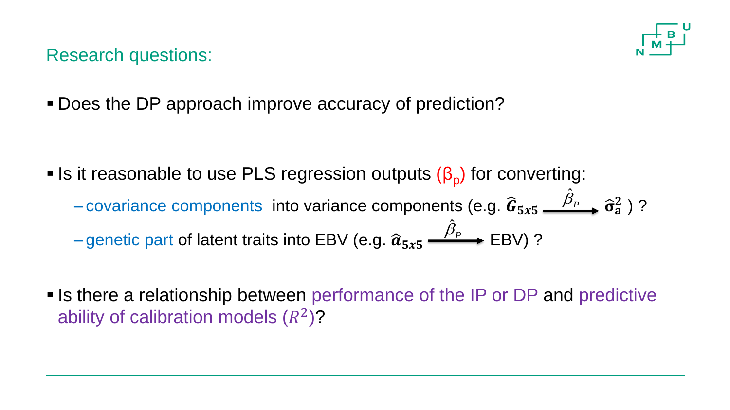## Research questions:

- Does the DP approach improve accuracy of prediction?

- Is it reasonable to use PLS regression outputs ($\beta_p$) for converting:
  - covariance components into variance components (e.g. $\widehat{\boldsymbol{G}}_{5x5} \xrightarrow{\hat{\beta}_P} \widehat{\boldsymbol{\sigma}}_{\mathbf{a}}^{\mathbf{2}}$ ) ?
  - genetic part of latent traits into EBV (e.g. $\widehat{\boldsymbol{a}}_{5x5} \xrightarrow{\hat{\beta}_P}$ EBV) ?

- Is there a relationship between performance of the IP or DP and predictive ability of calibration models ($R^2$)?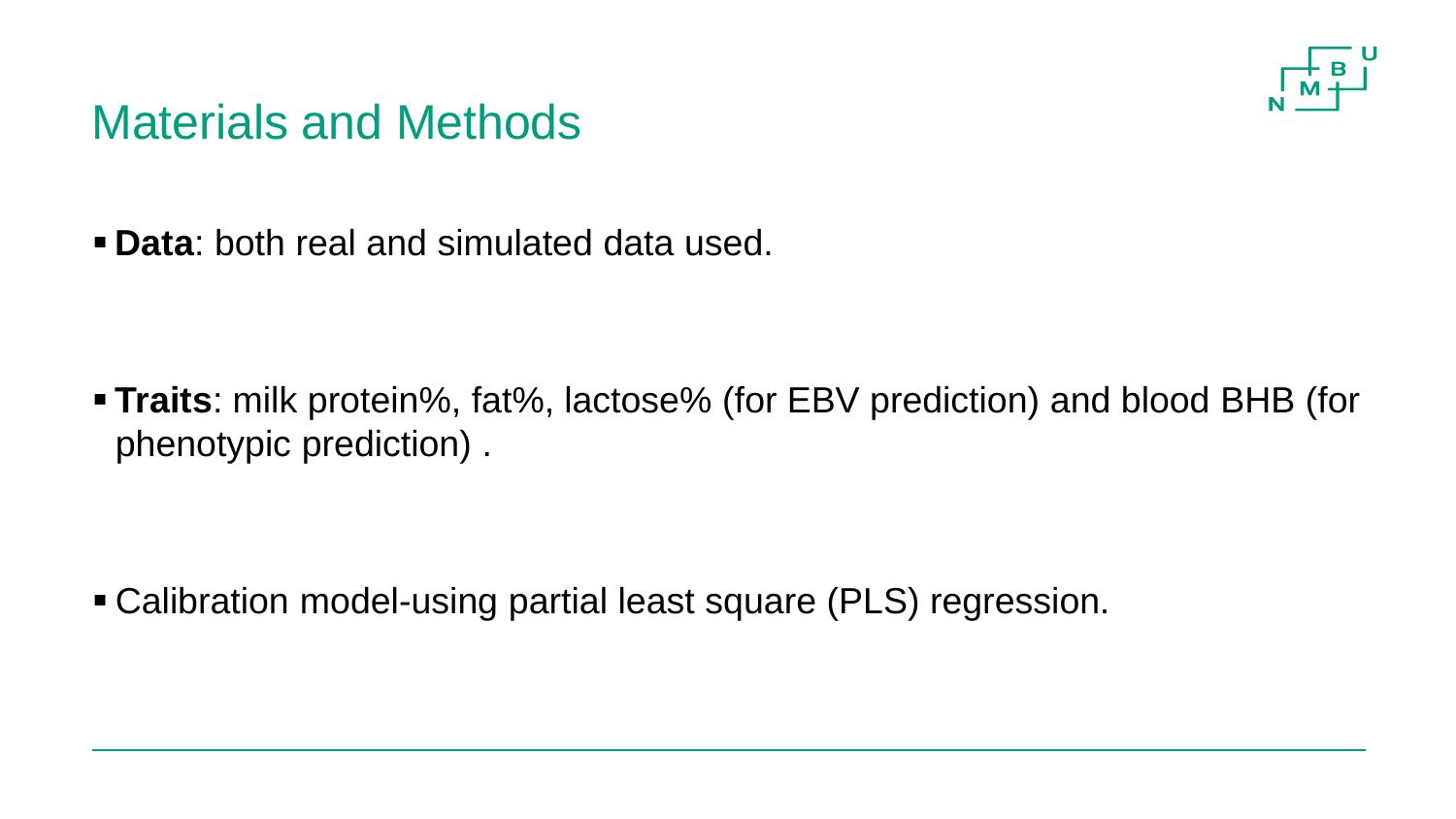# Materials and Methods

- **Data**: both real and simulated data used.

- **Traits**: milk protein%, fat%, lactose% (for EBV prediction) and blood BHB (for phenotypic prediction) .

- Calibration model-using partial least square (PLS) regression.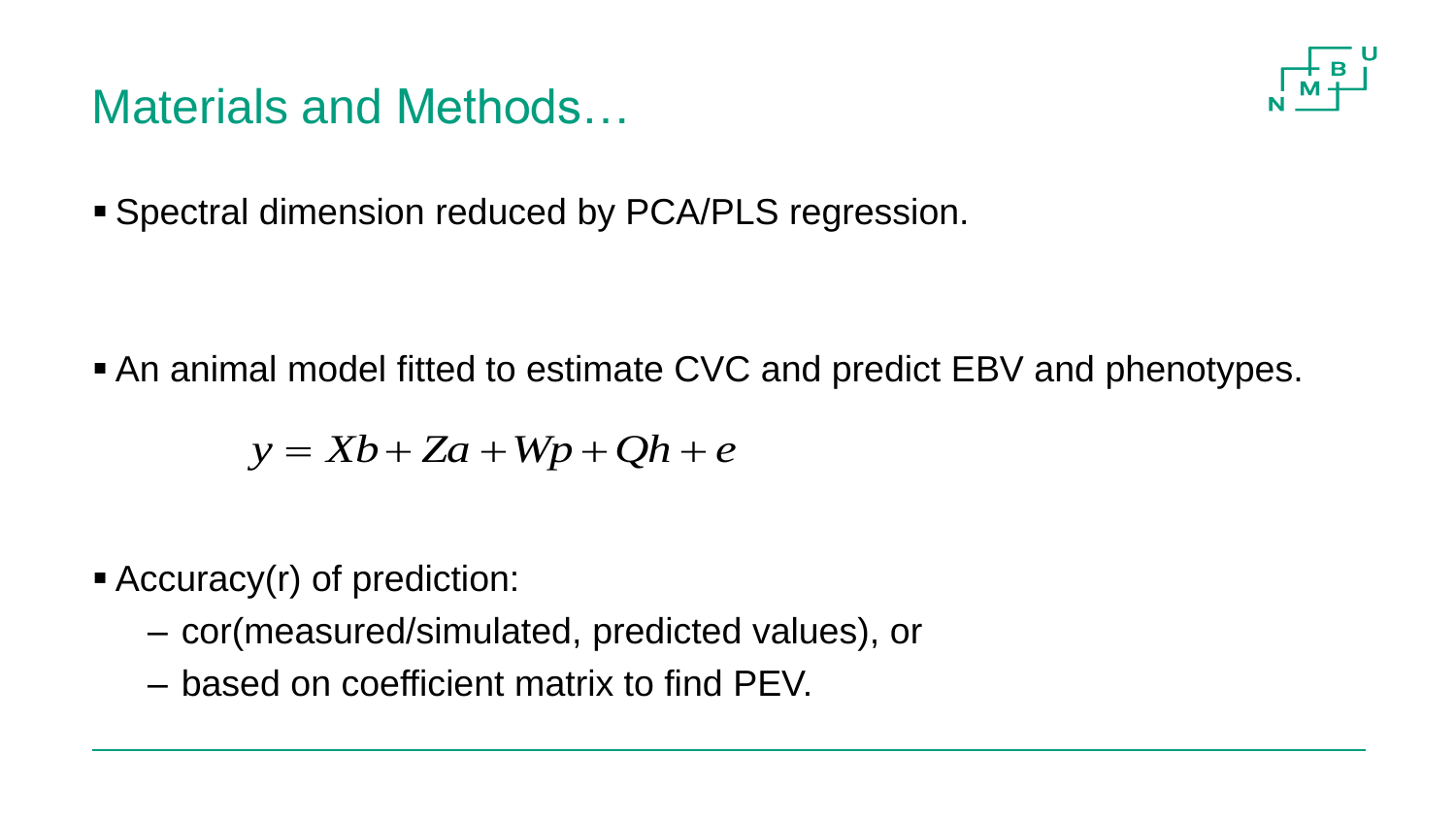# Materials and Methods…

- Spectral dimension reduced by PCA/PLS regression.

- An animal model fitted to estimate CVC and predict EBV and phenotypes.

$$y = Xb + Za + Wp + Qh + e$$

- Accuracy(r) of prediction:
  - cor(measured/simulated, predicted values), or
  - based on coefficient matrix to find PEV.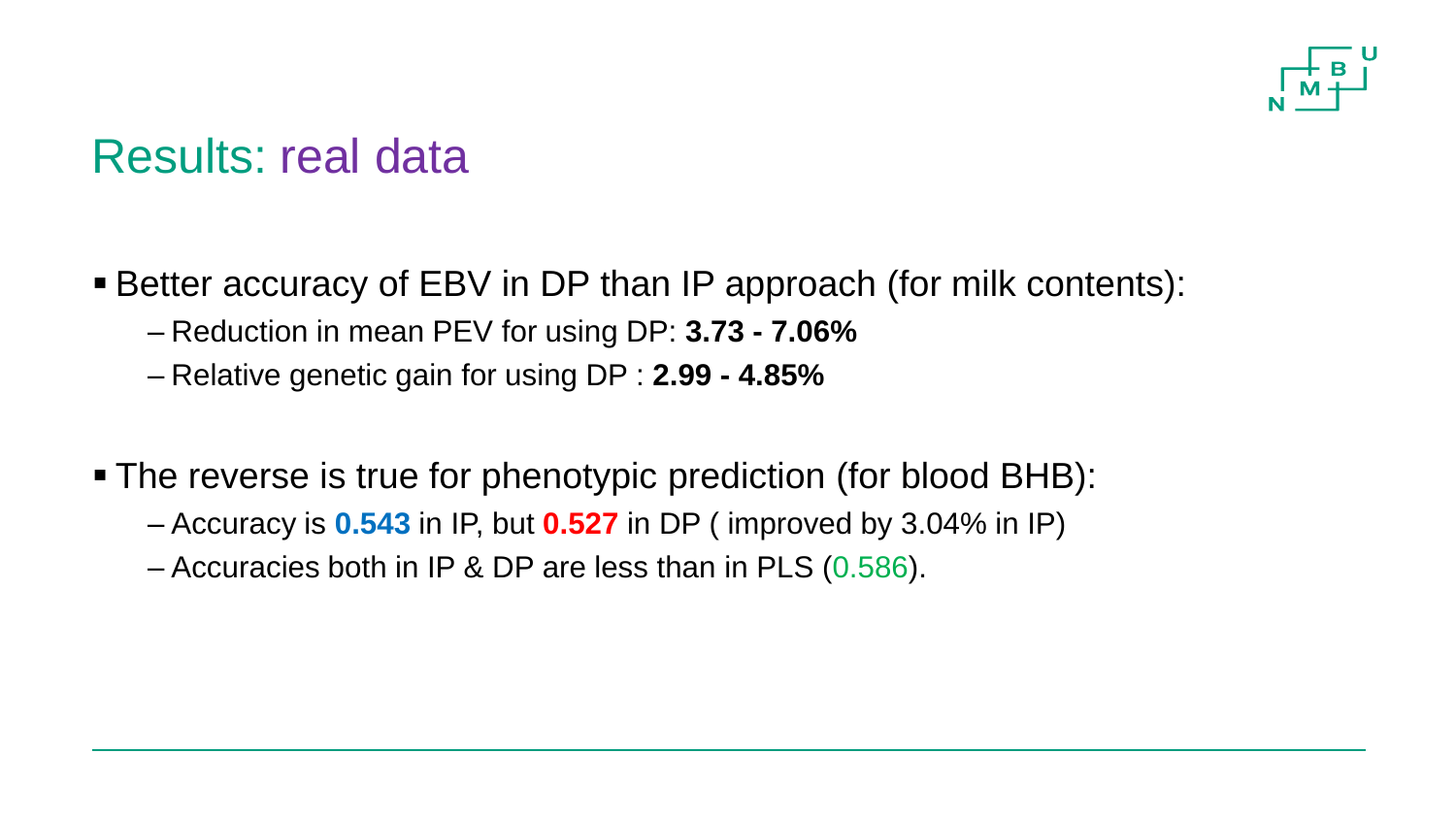# Results: real data

- Better accuracy of EBV in DP than IP approach (for milk contents):
  - Reduction in mean PEV for using DP: **3.73 - 7.06%**
  - Relative genetic gain for using DP : **2.99 - 4.85%**

- The reverse is true for phenotypic prediction (for blood BHB):
  - Accuracy is **0.543** in IP, but **0.527** in DP ( improved by 3.04% in IP)
  - Accuracies both in IP & DP are less than in PLS (0.586).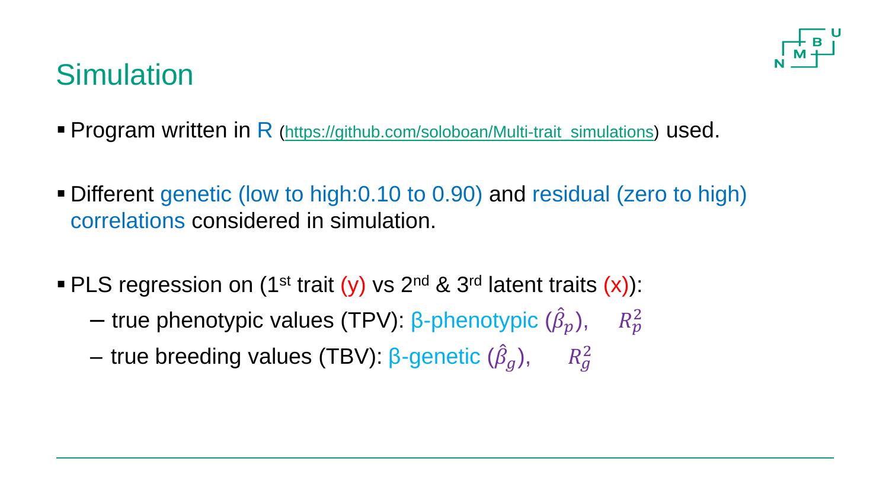# Simulation

- Program written in R (https://github.com/soloboan/Multi-trait_simulations) used.
- Different genetic (low to high:0.10 to 0.90) and residual (zero to high) correlations considered in simulation.
- PLS regression on (1st trait (y) vs 2nd & 3rd latent traits (x)):
  - true phenotypic values (TPV): β-phenotypic ($\hat{\beta}_p$), $R_p^2$
  - true breeding values (TBV): β-genetic ($\hat{\beta}_g$), $R_g^2$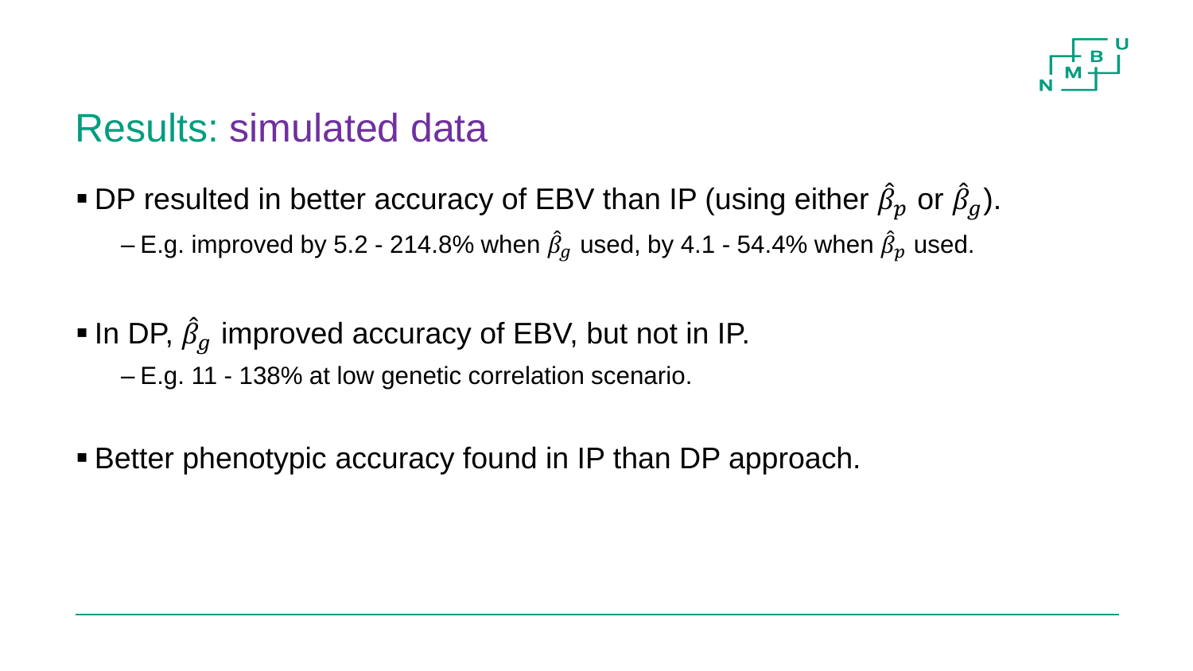# Results: simulated data

- DP resulted in better accuracy of EBV than IP (using either $\hat{\beta}_p$ or $\hat{\beta}_g$).
  - E.g. improved by 5.2 - 214.8% when $\hat{\beta}_g$ used, by 4.1 - 54.4% when $\hat{\beta}_p$ used.

- In DP, $\hat{\beta}_g$ improved accuracy of EBV, but not in IP.
  - E.g. 11 - 138% at low genetic correlation scenario.

- Better phenotypic accuracy found in IP than DP approach.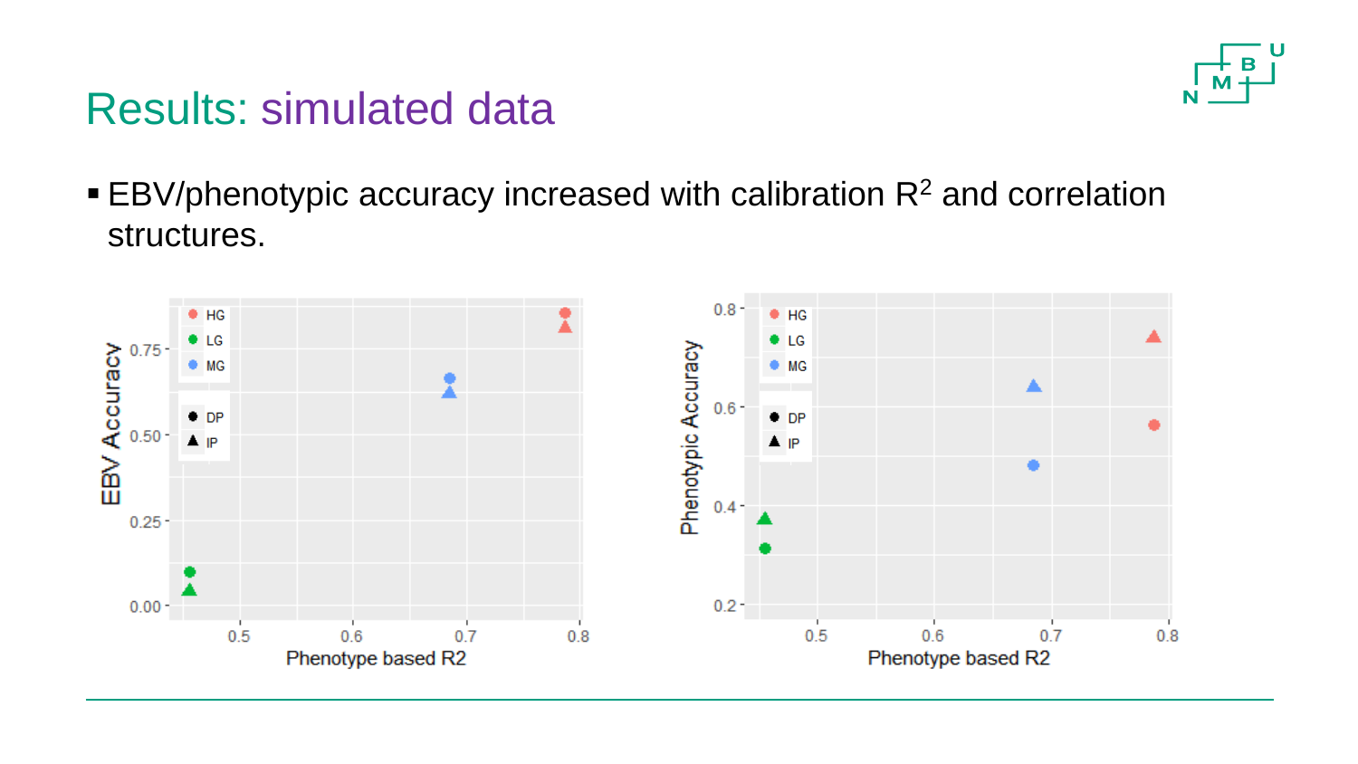# Results: simulated data

- EBV/phenotypic accuracy increased with calibration $R^2$ and correlation structures.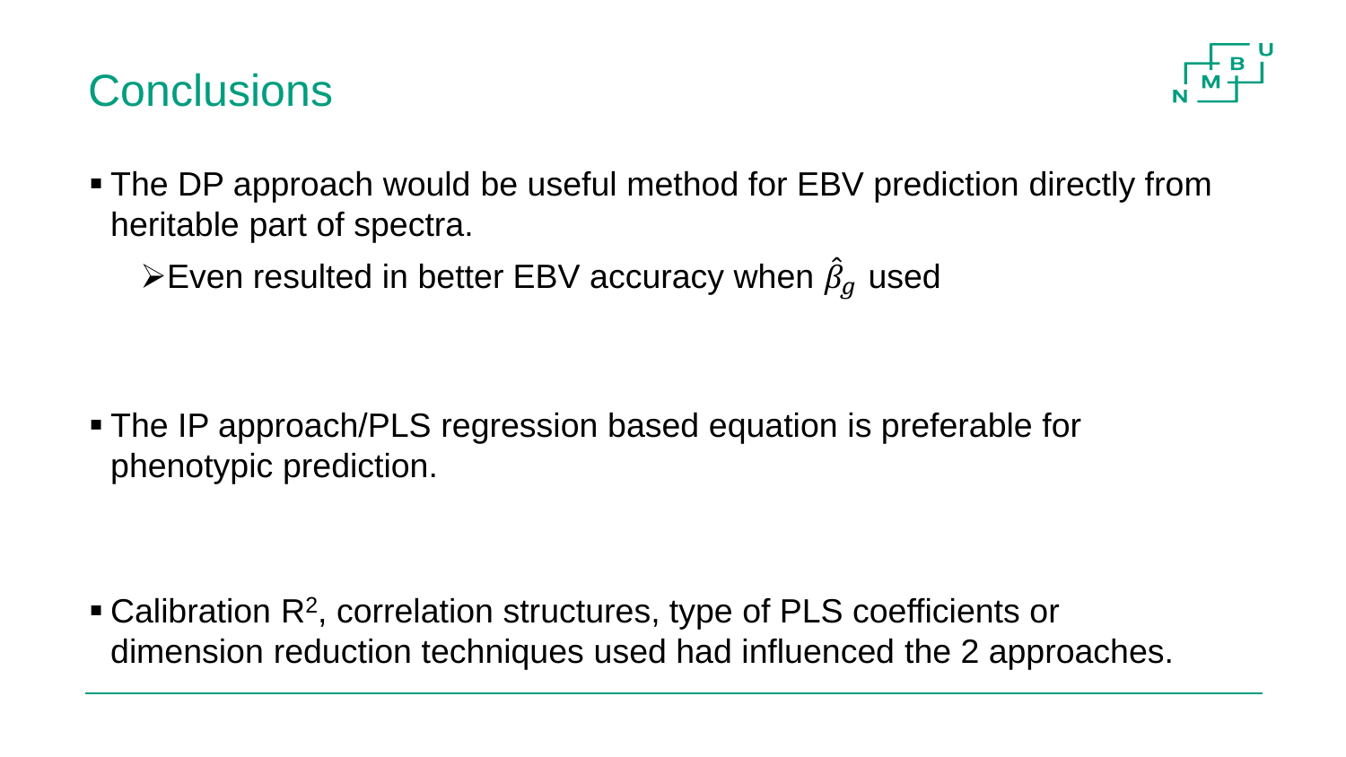# Conclusions

- The DP approach would be useful method for EBV prediction directly from heritable part of spectra.
  - Even resulted in better EBV accuracy when $\hat{\beta}_g$ used

- The IP approach/PLS regression based equation is preferable for phenotypic prediction.

- Calibration $R^2$, correlation structures, type of PLS coefficients or dimension reduction techniques used had influenced the 2 approaches.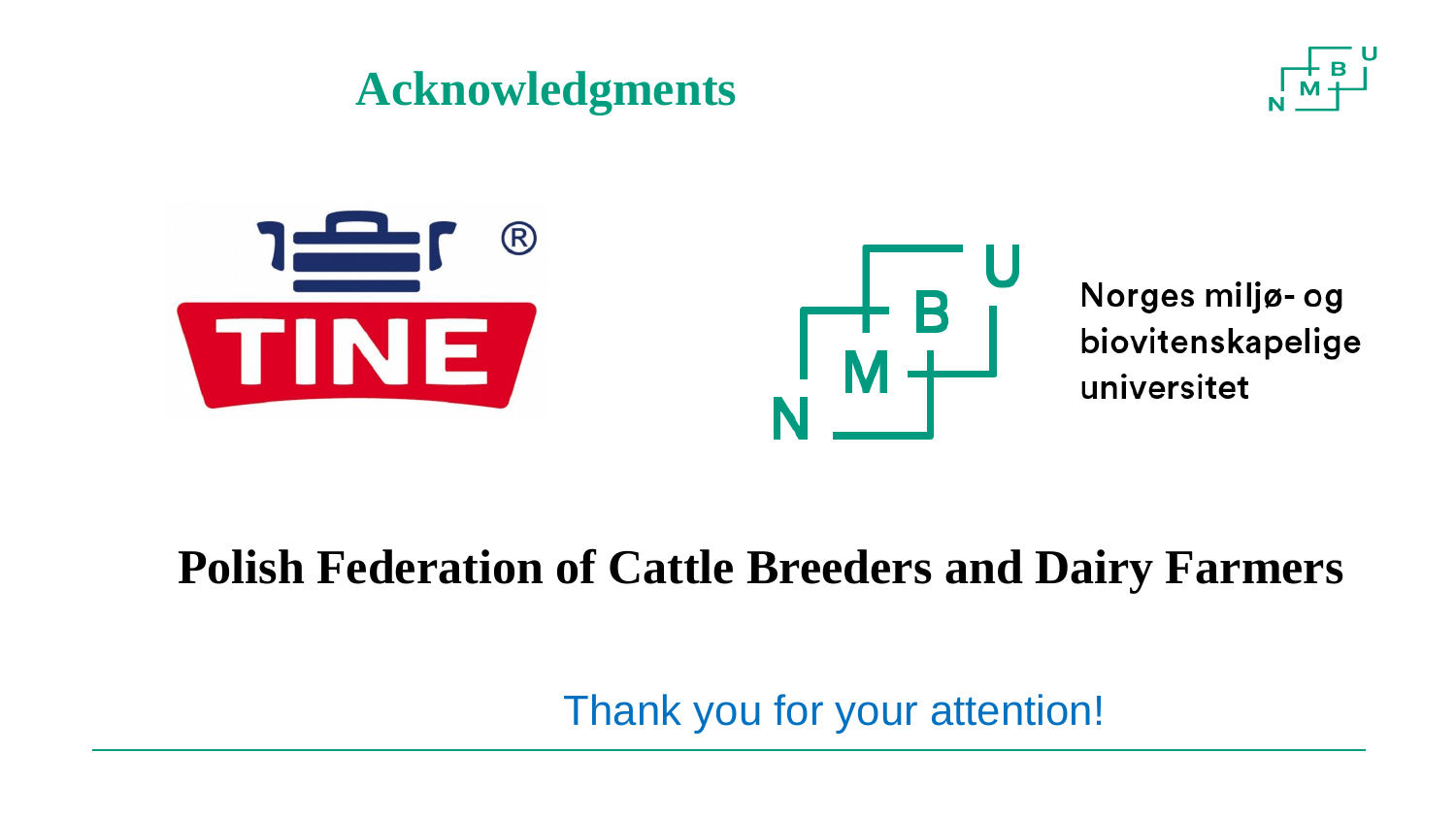# Acknowledgments

TINE

Norges miljø- og biovitenskapelige universitet

**Polish Federation of Cattle Breeders and Dairy Farmers**

Thank you for your attention!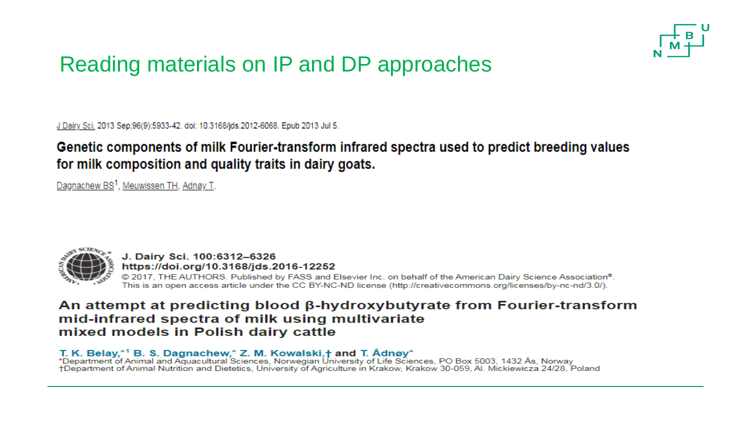# Reading materials on IP and DP approaches

J Dairy Sci. 2013 Sep;96(9):5933-42. doi: 10.3168/jds.2012-6068. Epub 2013 Jul 5.

**Genetic components of milk Fourier-transform infrared spectra used to predict breeding values for milk composition and quality traits in dairy goats.**

Dagnachew BS[1], Meuwissen TH, Adnøy T.

J. Dairy Sci. 100:6312–6326
https://doi.org/10.3168/jds.2016-12252
© 2017, THE AUTHORS. Published by FASS and Elsevier Inc. on behalf of the American Dairy Science Association®. This is an open access article under the CC BY-NC-ND license (http://creativecommons.org/licenses/by-nc-nd/3.0/).

**An attempt at predicting blood β-hydroxybutyrate from Fourier-transform mid-infrared spectra of milk using multivariate mixed models in Polish dairy cattle**

T. K. Belay,*[1] B. S. Dagnachew,* Z. M. Kowalski,† and T. Ådnøy*

*Department of Animal and Aquacultural Sciences, Norwegian University of Life Sciences, PO Box 5003, 1432 Ås, Norway
†Department of Animal Nutrition and Dietetics, University of Agriculture in Krakow, Krakow 30-059, Al. Mickiewicza 24/28, Poland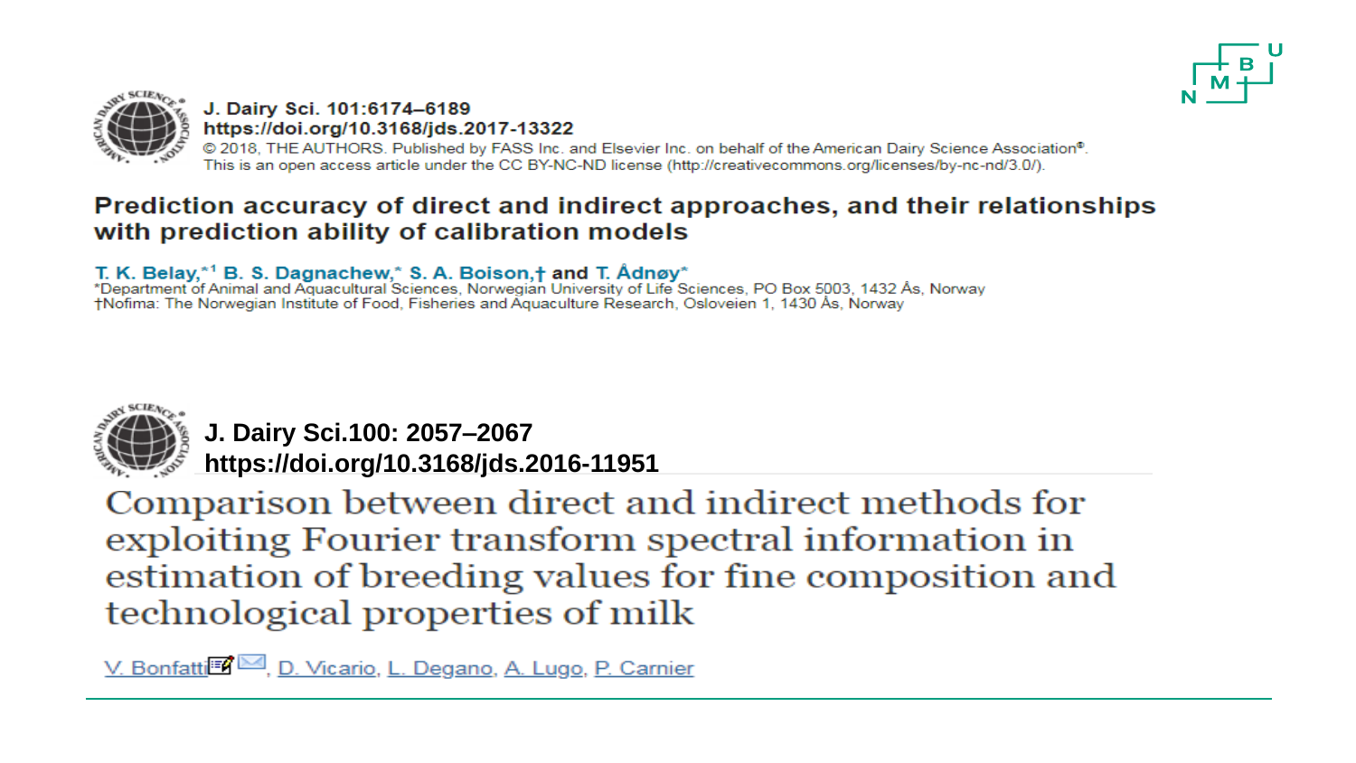J. Dairy Sci. 101:6174–6189
https://doi.org/10.3168/jds.2017-13322
© 2018, THE AUTHORS. Published by FASS Inc. and Elsevier Inc. on behalf of the American Dairy Science Association®.
This is an open access article under the CC BY-NC-ND license (http://creativecommons.org/licenses/by-nc-nd/3.0/).

## Prediction accuracy of direct and indirect approaches, and their relationships with prediction ability of calibration models

T. K. Belay,*[1] B. S. Dagnachew,* S. A. Boison,† and T. Ådnøy*

*Department of Animal and Aquacultural Sciences, Norwegian University of Life Sciences, PO Box 5003, 1432 Ås, Norway
†Nofima: The Norwegian Institute of Food, Fisheries and Aquaculture Research, Osloveien 1, 1430 Ås, Norway

**J. Dairy Sci.100: 2057–2067**
**https://doi.org/10.3168/jds.2016-11951**

## Comparison between direct and indirect methods for exploiting Fourier transform spectral information in estimation of breeding values for fine composition and technological properties of milk

V. Bonfatti, D. Vicario, L. Degano, A. Lugo, P. Carnier